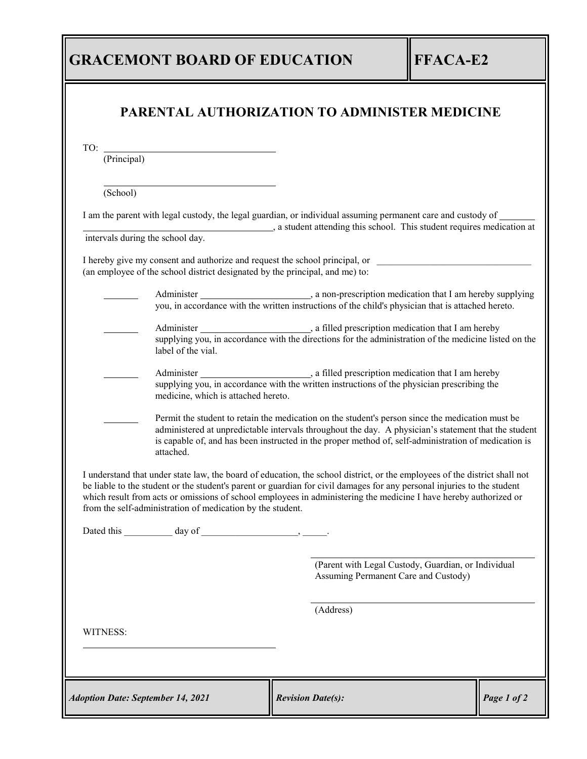# GRACEMONT BOARD OF EDUCATION — FFACA-E2

## PARENTAL AUTHORIZATION TO ADMINISTER MEDICINE

TO: ____________________________________
(Principal)

____________________________________
(School)

I am the parent with legal custody, the legal guardian, or individual assuming permanent care and custody of ____________________________________________, a student attending this school. This student requires medication at intervals during the school day.

I hereby give my consent and authorize and request the school principal, or ________________________________ (an employee of the school district designated by the principal, and me) to:

_______ Administer ______________________, a non-prescription medication that I am hereby supplying you, in accordance with the written instructions of the child's physician that is attached hereto.

_______ Administer ______________________, a filled prescription medication that I am hereby supplying you, in accordance with the directions for the administration of the medicine listed on the label of the vial.

_______ Administer ______________________, a filled prescription medication that I am hereby supplying you, in accordance with the written instructions of the physician prescribing the medicine, which is attached hereto.

_______ Permit the student to retain the medication on the student's person since the medication must be administered at unpredictable intervals throughout the day. A physician's statement that the student is capable of, and has been instructed in the proper method of, self-administration of medication is attached.

I understand that under state law, the board of education, the school district, or the employees of the district shall not be liable to the student or the student's parent or guardian for civil damages for any personal injuries to the student which result from acts or omissions of school employees in administering the medicine I have hereby authorized or from the self-administration of medication by the student.

Dated this __________ day of ____________________, _____.

____________________________________________
(Parent with Legal Custody, Guardian, or Individual Assuming Permanent Care and Custody)

____________________________________________
(Address)

WITNESS:

____________________________________

*Adoption Date: September 14, 2021* | *Revision Date(s):*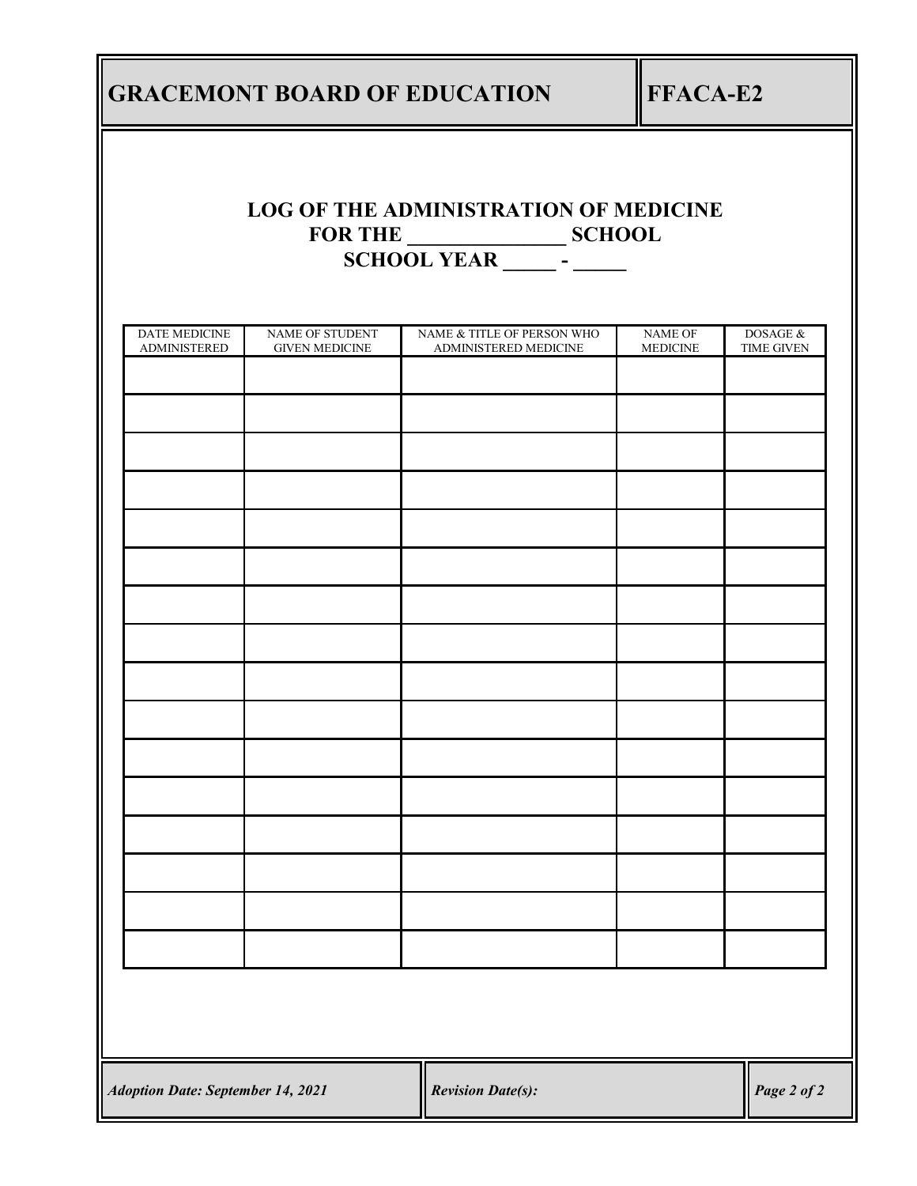## LOG OF THE ADMINISTRATION OF MEDICINE
## FOR THE _______________ SCHOOL
## SCHOOL YEAR _____ - _____

| DATE MEDICINE ADMINISTERED | NAME OF STUDENT GIVEN MEDICINE | NAME & TITLE OF PERSON WHO ADMINISTERED MEDICINE | NAME OF MEDICINE | DOSAGE & TIME GIVEN |
|---|---|---|---|---|
| | | | | |
| | | | | |
| | | | | |
| | | | | |
| | | | | |
| | | | | |
| | | | | |
| | | | | |
| | | | | |
| | | | | |
| | | | | |
| | | | | |
| | | | | |
| | | | | |
| | | | | |
| | | | | |